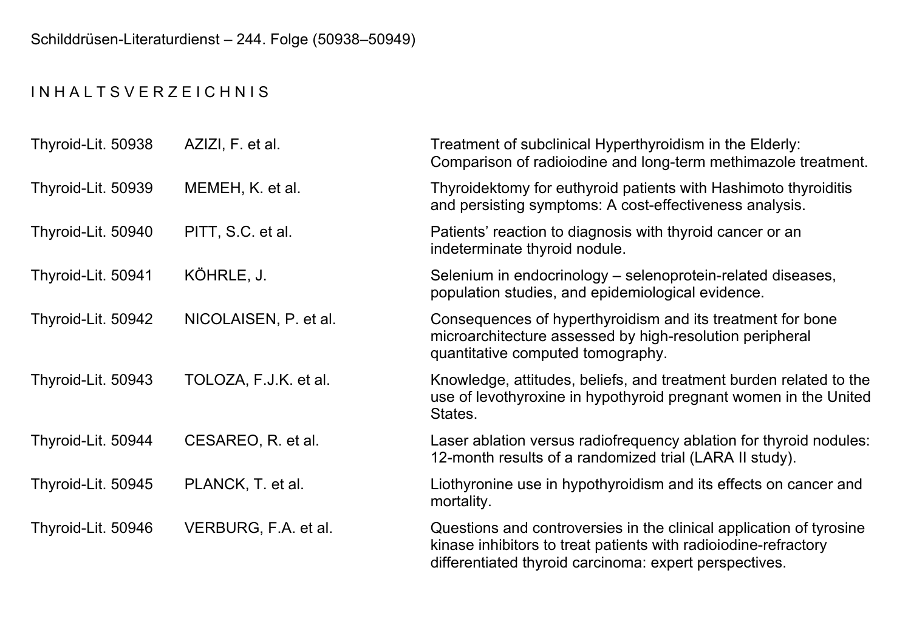Schilddrüsen-Literaturdienst – 244. Folge (50938–50949)

# I N H A L T S V E R Z E I C H N I S

| | | |
|---|---|---|
| Thyroid-Lit. 50938 | AZIZI, F. et al. | Treatment of subclinical Hyperthyroidism in the Elderly: Comparison of radioiodine and long-term methimazole treatment. |
| Thyroid-Lit. 50939 | MEMEH, K. et al. | Thyroidektomy for euthyroid patients with Hashimoto thyroiditis and persisting symptoms: A cost-effectiveness analysis. |
| Thyroid-Lit. 50940 | PITT, S.C. et al. | Patients' reaction to diagnosis with thyroid cancer or an indeterminate thyroid nodule. |
| Thyroid-Lit. 50941 | KÖHRLE, J. | Selenium in endocrinology – selenoprotein-related diseases, population studies, and epidemiological evidence. |
| Thyroid-Lit. 50942 | NICOLAISEN, P. et al. | Consequences of hyperthyroidism and its treatment for bone microarchitecture assessed by high-resolution peripheral quantitative computed tomography. |
| Thyroid-Lit. 50943 | TOLOZA, F.J.K. et al. | Knowledge, attitudes, beliefs, and treatment burden related to the use of levothyroxine in hypothyroid pregnant women in the United States. |
| Thyroid-Lit. 50944 | CESAREO, R. et al. | Laser ablation versus radiofrequency ablation for thyroid nodules: 12-month results of a randomized trial (LARA II study). |
| Thyroid-Lit. 50945 | PLANCK, T. et al. | Liothyronine use in hypothyroidism and its effects on cancer and mortality. |
| Thyroid-Lit. 50946 | VERBURG, F.A. et al. | Questions and controversies in the clinical application of tyrosine kinase inhibitors to treat patients with radioiodine-refractory differentiated thyroid carcinoma: expert perspectives. |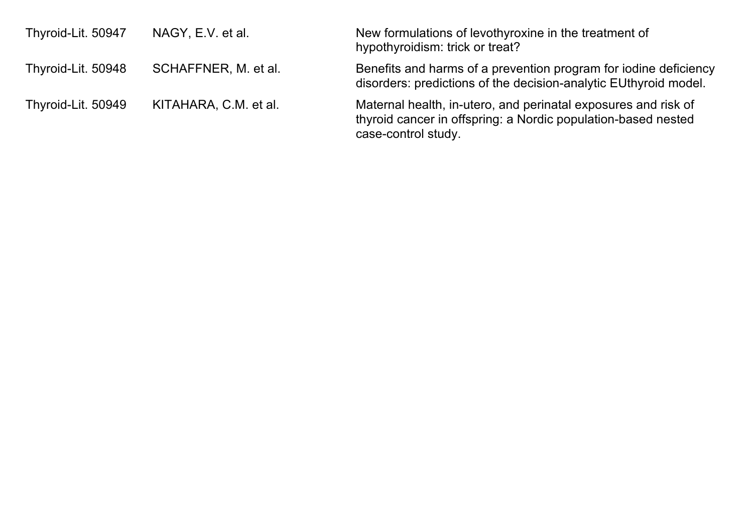| | | |
|---|---|---|
| Thyroid-Lit. 50947 | NAGY, E.V. et al. | New formulations of levothyroxine in the treatment of hypothyroidism: trick or treat? |
| Thyroid-Lit. 50948 | SCHAFFNER, M. et al. | Benefits and harms of a prevention program for iodine deficiency disorders: predictions of the decision-analytic EUthyroid model. |
| Thyroid-Lit. 50949 | KITAHARA, C.M. et al. | Maternal health, in-utero, and perinatal exposures and risk of thyroid cancer in offspring: a Nordic population-based nested case-control study. |